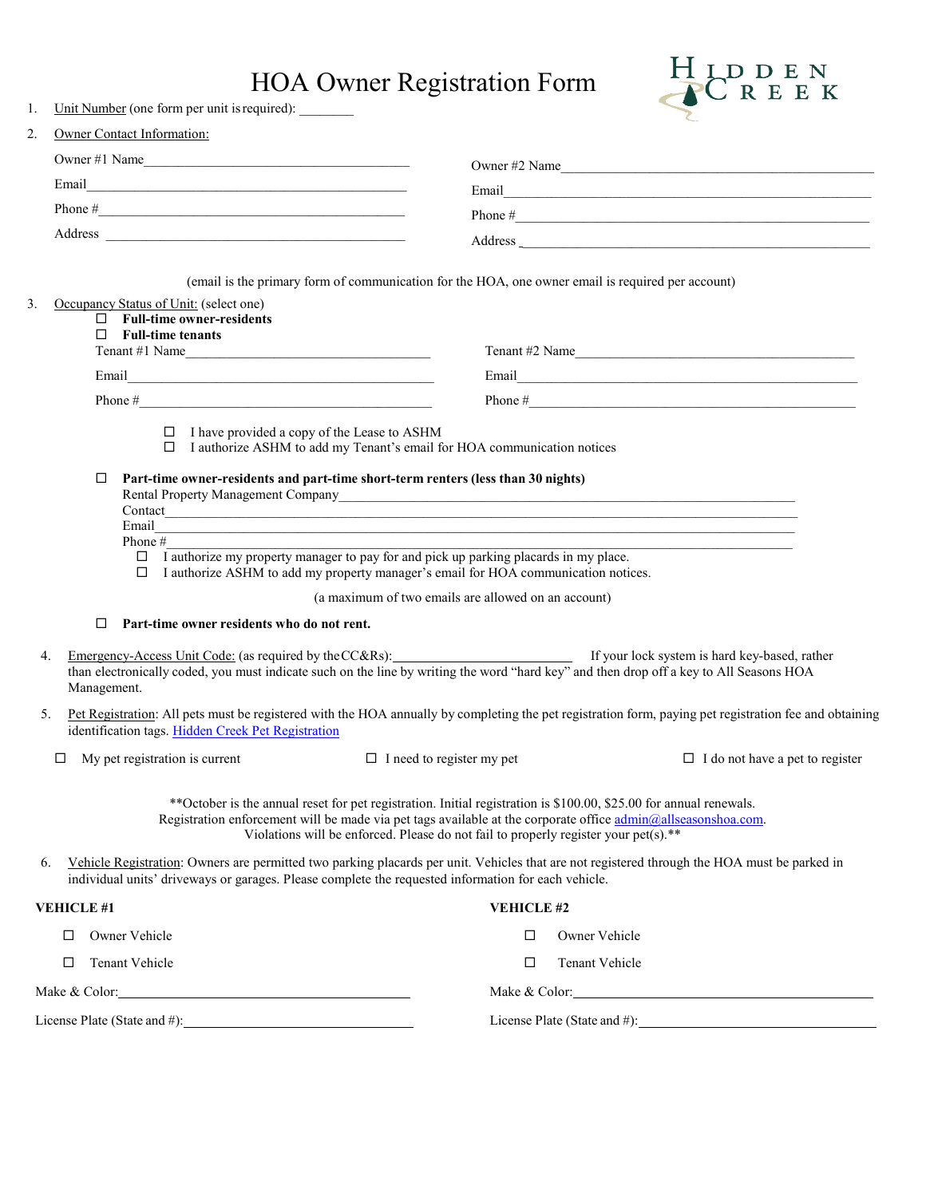# HOA Owner Registration Form

HIDDEN CREEK

1. Unit Number (one form per unit is required): ________

2. Owner Contact Information:

   Owner #1 Name________________________________________

   Email________________________________________

   Phone #________________________________________

   Address ________________________________________

   Owner #2 Name________________________________________

   Email________________________________________

   Phone #________________________________________

   Address ________________________________________

   (email is the primary form of communication for the HOA, one owner email is required per account)

3. Occupancy Status of Unit: (select one)

   ☐ **Full-time owner-residents**

   ☐ **Full-time tenants**

   Tenant #1 Name________________________________________

   Email________________________________________

   Phone #________________________________________

   Tenant #2 Name________________________________________

   Email________________________________________

   Phone #________________________________________

   ☐ I have provided a copy of the Lease to ASHM
   ☐ I authorize ASHM to add my Tenant's email for HOA communication notices

   ☐ **Part-time owner-residents and part-time short-term renters (less than 30 nights)**

   Rental Property Management Company________________________________________
   Contact________________________________________
   Email________________________________________
   Phone #________________________________________

   ☐ I authorize my property manager to pay for and pick up parking placards in my place.
   ☐ I authorize ASHM to add my property manager's email for HOA communication notices.

   (a maximum of two emails are allowed on an account)

   ☐ **Part-time owner residents who do not rent.**

4. Emergency-Access Unit Code: (as required by the CC&Rs):________________________ If your lock system is hard key-based, rather than electronically coded, you must indicate such on the line by writing the word "hard key" and then drop off a key to All Seasons HOA Management.

5. Pet Registration: All pets must be registered with the HOA annually by completing the pet registration form, paying pet registration fee and obtaining identification tags. Hidden Creek Pet Registration

   ☐ My pet registration is current ☐ I need to register my pet ☐ I do not have a pet to register

   **October is the annual reset for pet registration. Initial registration is $100.00, $25.00 for annual renewals. Registration enforcement will be made via pet tags available at the corporate office admin@allseasonshoa.com. Violations will be enforced. Please do not fail to properly register your pet(s).**

6. Vehicle Registration: Owners are permitted two parking placards per unit. Vehicles that are not registered through the HOA must be parked in individual units' driveways or garages. Please complete the requested information for each vehicle.

**VEHICLE #1**

☐ Owner Vehicle

☐ Tenant Vehicle

Make & Color:________________________________________

License Plate (State and #):________________________________________

**VEHICLE #2**

☐ Owner Vehicle

☐ Tenant Vehicle

Make & Color:________________________________________

License Plate (State and #):________________________________________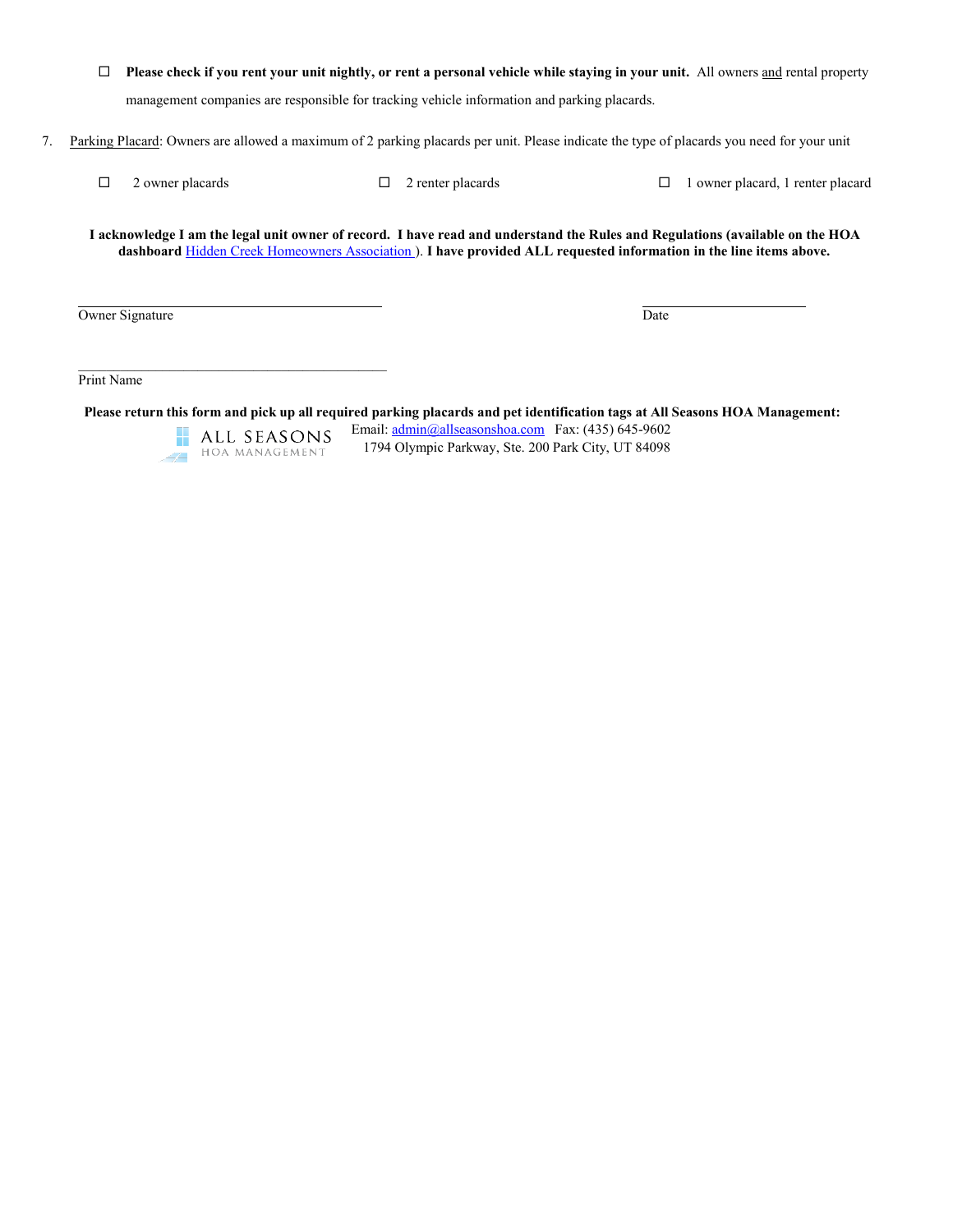- ☐ **Please check if you rent your unit nightly, or rent a personal vehicle while staying in your unit.** All owners and rental property management companies are responsible for tracking vehicle information and parking placards.

7. Parking Placard: Owners are allowed a maximum of 2 parking placards per unit. Please indicate the type of placards you need for your unit

   ☐ 2 owner placards ☐ 2 renter placards ☐ 1 owner placard, 1 renter placard

**I acknowledge I am the legal unit owner of record. I have read and understand the Rules and Regulations (available on the HOA dashboard** Hidden Creek Homeowners Association **). I have provided ALL requested information in the line items above.**

\_\_\_\_\_\_\_\_\_\_\_\_\_\_\_\_\_\_\_\_\_\_\_\_\_\_\_\_\_\_\_\_\_\_\_\_\_\_ \_\_\_\_\_\_\_\_\_\_\_\_\_\_\_\_\_\_\_\_

Owner Signature Date

\_\_\_\_\_\_\_\_\_\_\_\_\_\_\_\_\_\_\_\_\_\_\_\_\_\_\_\_\_\_\_\_\_\_\_\_\_\_

Print Name

**Please return this form and pick up all required parking placards and pet identification tags at All Seasons HOA Management:**

ALL SEASONS HOA MANAGEMENT

Email: admin@allseasonshoa.com Fax: (435) 645-9602
1794 Olympic Parkway, Ste. 200 Park City, UT 84098